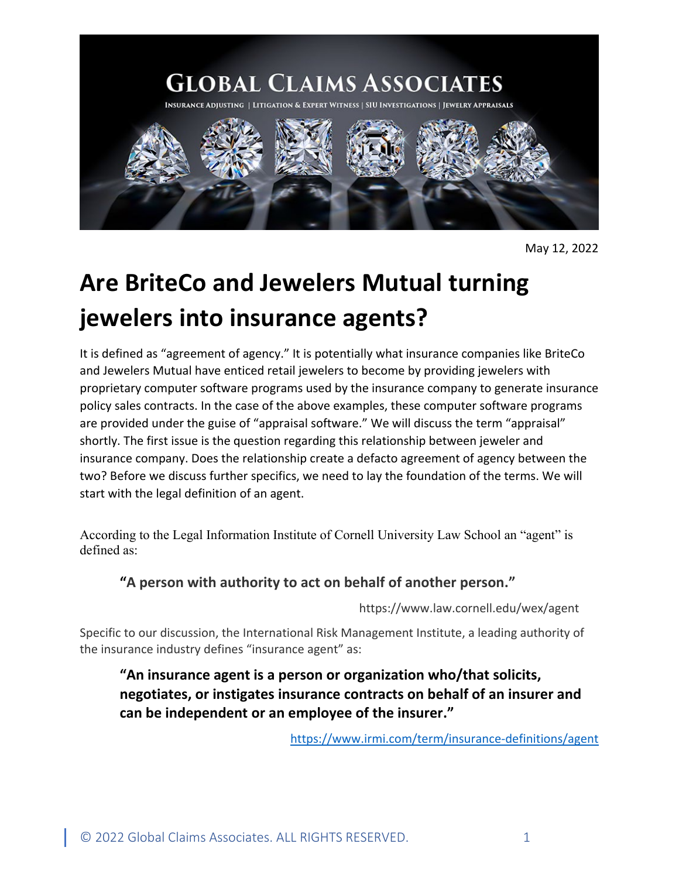GLOBAL CLAIMS ASSOCIATES

INSURANCE ADJUSTING | LITIGATION & EXPERT WITNESS | SIU INVESTIGATIONS | JEWELRY APPRAISALS

May 12, 2022

# Are BriteCo and Jewelers Mutual turning jewelers into insurance agents?

It is defined as "agreement of agency." It is potentially what insurance companies like BriteCo and Jewelers Mutual have enticed retail jewelers to become by providing jewelers with proprietary computer software programs used by the insurance company to generate insurance policy sales contracts. In the case of the above examples, these computer software programs are provided under the guise of "appraisal software." We will discuss the term "appraisal" shortly. The first issue is the question regarding this relationship between jeweler and insurance company. Does the relationship create a defacto agreement of agency between the two? Before we discuss further specifics, we need to lay the foundation of the terms. We will start with the legal definition of an agent.

According to the Legal Information Institute of Cornell University Law School an "agent" is defined as:

> **"A person with authority to act on behalf of another person."**
>
> https://www.law.cornell.edu/wex/agent

Specific to our discussion, the International Risk Management Institute, a leading authority of the insurance industry defines "insurance agent" as:

> **"An insurance agent is a person or organization who/that solicits, negotiates, or instigates insurance contracts on behalf of an insurer and can be independent or an employee of the insurer."**
>
> https://www.irmi.com/term/insurance-definitions/agent

© 2022 Global Claims Associates. ALL RIGHTS RESERVED.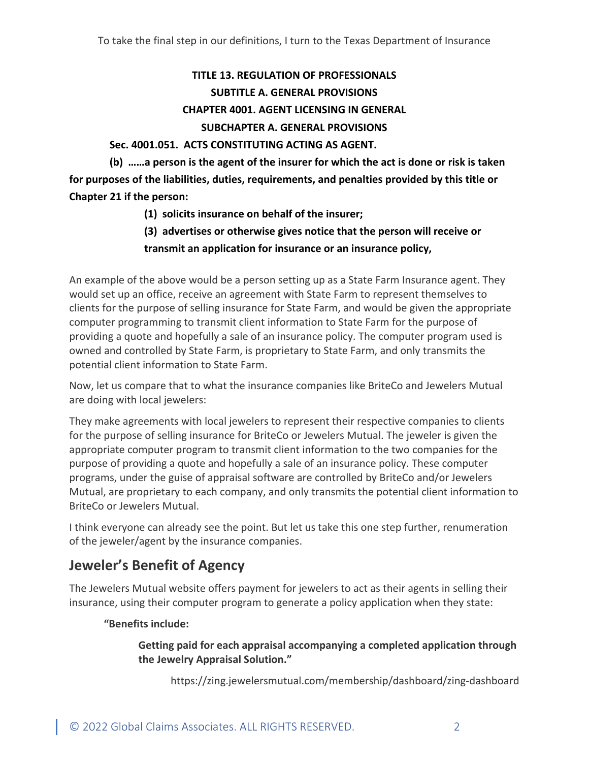To take the final step in our definitions, I turn to the Texas Department of Insurance

**TITLE 13. REGULATION OF PROFESSIONALS**

**SUBTITLE A. GENERAL PROVISIONS**

**CHAPTER 4001. AGENT LICENSING IN GENERAL**

**SUBCHAPTER A. GENERAL PROVISIONS**

**Sec. 4001.051. ACTS CONSTITUTING ACTING AS AGENT.**

**(b) ……a person is the agent of the insurer for which the act is done or risk is taken for purposes of the liabilities, duties, requirements, and penalties provided by this title or Chapter 21 if the person:**

> **(1) solicits insurance on behalf of the insurer;**
>
> **(3) advertises or otherwise gives notice that the person will receive or transmit an application for insurance or an insurance policy,**

An example of the above would be a person setting up as a State Farm Insurance agent. They would set up an office, receive an agreement with State Farm to represent themselves to clients for the purpose of selling insurance for State Farm, and would be given the appropriate computer programming to transmit client information to State Farm for the purpose of providing a quote and hopefully a sale of an insurance policy. The computer program used is owned and controlled by State Farm, is proprietary to State Farm, and only transmits the potential client information to State Farm.

Now, let us compare that to what the insurance companies like BriteCo and Jewelers Mutual are doing with local jewelers:

They make agreements with local jewelers to represent their respective companies to clients for the purpose of selling insurance for BriteCo or Jewelers Mutual. The jeweler is given the appropriate computer program to transmit client information to the two companies for the purpose of providing a quote and hopefully a sale of an insurance policy. These computer programs, under the guise of appraisal software are controlled by BriteCo and/or Jewelers Mutual, are proprietary to each company, and only transmits the potential client information to BriteCo or Jewelers Mutual.

I think everyone can already see the point. But let us take this one step further, renumeration of the jeweler/agent by the insurance companies.

## Jeweler's Benefit of Agency

The Jewelers Mutual website offers payment for jewelers to act as their agents in selling their insurance, using their computer program to generate a policy application when they state:

> **"Benefits include:**
>
> > **Getting paid for each appraisal accompanying a completed application through the Jewelry Appraisal Solution."**
>
> https://zing.jewelersmutual.com/membership/dashboard/zing-dashboard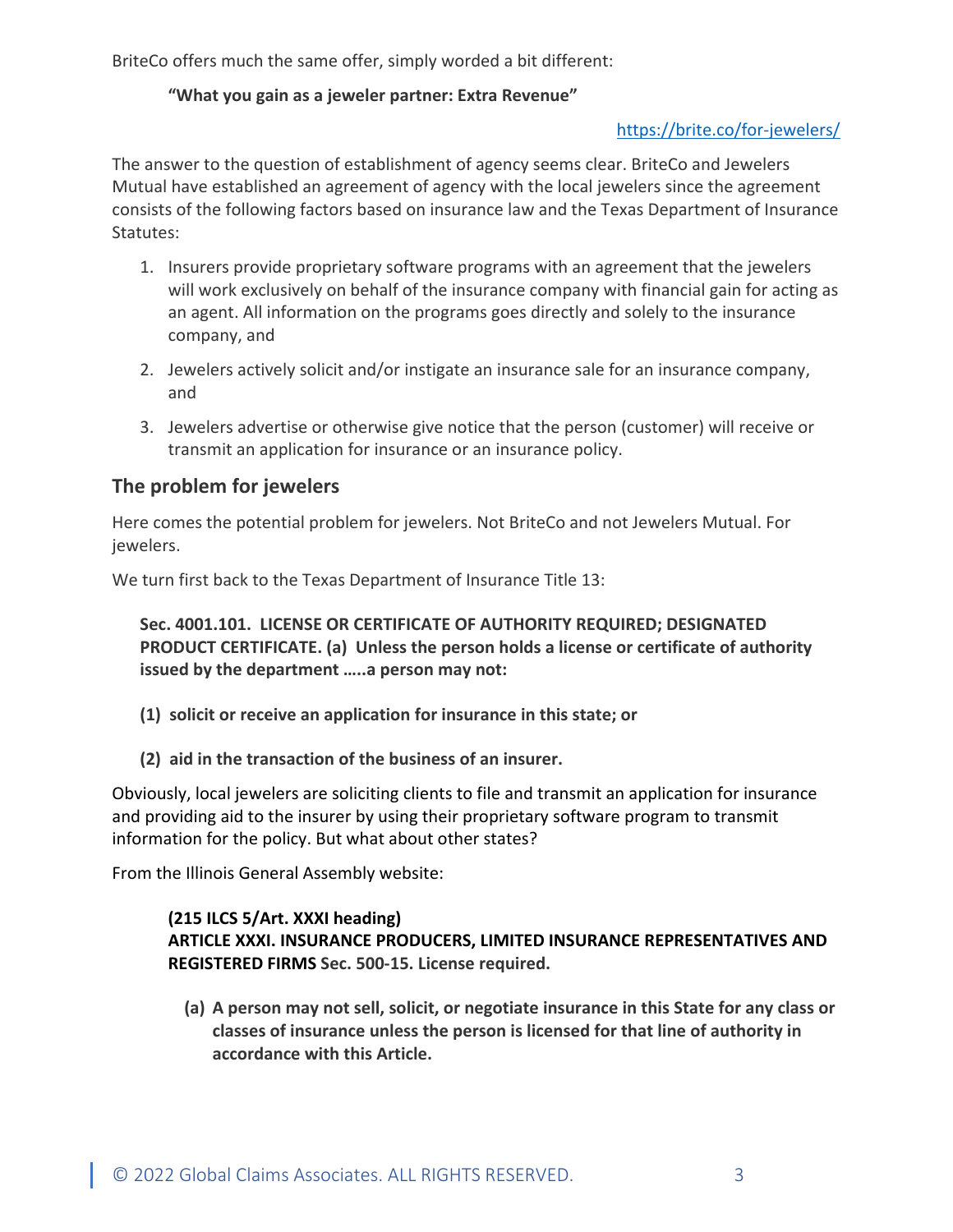BriteCo offers much the same offer, simply worded a bit different:

> **"What you gain as a jeweler partner: Extra Revenue"**
>
> https://brite.co/for-jewelers/

The answer to the question of establishment of agency seems clear. BriteCo and Jewelers Mutual have established an agreement of agency with the local jewelers since the agreement consists of the following factors based on insurance law and the Texas Department of Insurance Statutes:

1. Insurers provide proprietary software programs with an agreement that the jewelers will work exclusively on behalf of the insurance company with financial gain for acting as an agent. All information on the programs goes directly and solely to the insurance company, and
2. Jewelers actively solicit and/or instigate an insurance sale for an insurance company, and
3. Jewelers advertise or otherwise give notice that the person (customer) will receive or transmit an application for insurance or an insurance policy.

## The problem for jewelers

Here comes the potential problem for jewelers. Not BriteCo and not Jewelers Mutual. For jewelers.

We turn first back to the Texas Department of Insurance Title 13:

> **Sec. 4001.101. LICENSE OR CERTIFICATE OF AUTHORITY REQUIRED; DESIGNATED PRODUCT CERTIFICATE. (a) Unless the person holds a license or certificate of authority issued by the department …..a person may not:**
>
> **(1) solicit or receive an application for insurance in this state; or**
>
> **(2) aid in the transaction of the business of an insurer.**

Obviously, local jewelers are soliciting clients to file and transmit an application for insurance and providing aid to the insurer by using their proprietary software program to transmit information for the policy. But what about other states?

From the Illinois General Assembly website:

> **(215 ILCS 5/Art. XXXI heading)**
> **ARTICLE XXXI. INSURANCE PRODUCERS, LIMITED INSURANCE REPRESENTATIVES AND REGISTERED FIRMS Sec. 500-15. License required.**
>
> **(a) A person may not sell, solicit, or negotiate insurance in this State for any class or classes of insurance unless the person is licensed for that line of authority in accordance with this Article.**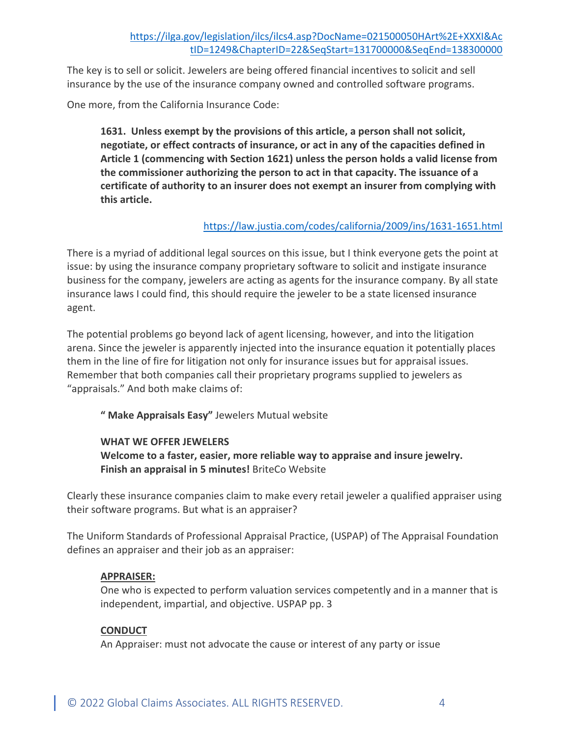[https://ilga.gov/legislation/ilcs/ilcs4.asp?DocName=021500050HArt%2E+XXXI&ActID=1249&ChapterID=22&SeqStart=131700000&SeqEnd=138300000](https://ilga.gov/legislation/ilcs/ilcs4.asp?DocName=021500050HArt%2E+XXXI&ActID=1249&ChapterID=22&SeqStart=131700000&SeqEnd=138300000)

The key is to sell or solicit. Jewelers are being offered financial incentives to solicit and sell insurance by the use of the insurance company owned and controlled software programs.

One more, from the California Insurance Code:

> **1631. Unless exempt by the provisions of this article, a person shall not solicit, negotiate, or effect contracts of insurance, or act in any of the capacities defined in Article 1 (commencing with Section 1621) unless the person holds a valid license from the commissioner authorizing the person to act in that capacity. The issuance of a certificate of authority to an insurer does not exempt an insurer from complying with this article.**
>
> [https://law.justia.com/codes/california/2009/ins/1631-1651.html](https://law.justia.com/codes/california/2009/ins/1631-1651.html)

There is a myriad of additional legal sources on this issue, but I think everyone gets the point at issue: by using the insurance company proprietary software to solicit and instigate insurance business for the company, jewelers are acting as agents for the insurance company. By all state insurance laws I could find, this should require the jeweler to be a state licensed insurance agent.

The potential problems go beyond lack of agent licensing, however, and into the litigation arena. Since the jeweler is apparently injected into the insurance equation it potentially places them in the line of fire for litigation not only for insurance issues but for appraisal issues. Remember that both companies call their proprietary programs supplied to jewelers as "appraisals." And both make claims of:

> **" Make Appraisals Easy"** Jewelers Mutual website
>
> **WHAT WE OFFER JEWELERS**
> **Welcome to a faster, easier, more reliable way to appraise and insure jewelry. Finish an appraisal in 5 minutes!** BriteCo Website

Clearly these insurance companies claim to make every retail jeweler a qualified appraiser using their software programs. But what is an appraiser?

The Uniform Standards of Professional Appraisal Practice, (USPAP) of The Appraisal Foundation defines an appraiser and their job as an appraiser:

> **APPRAISER:**
> One who is expected to perform valuation services competently and in a manner that is independent, impartial, and objective. USPAP pp. 3
>
> **CONDUCT**
> An Appraiser: must not advocate the cause or interest of any party or issue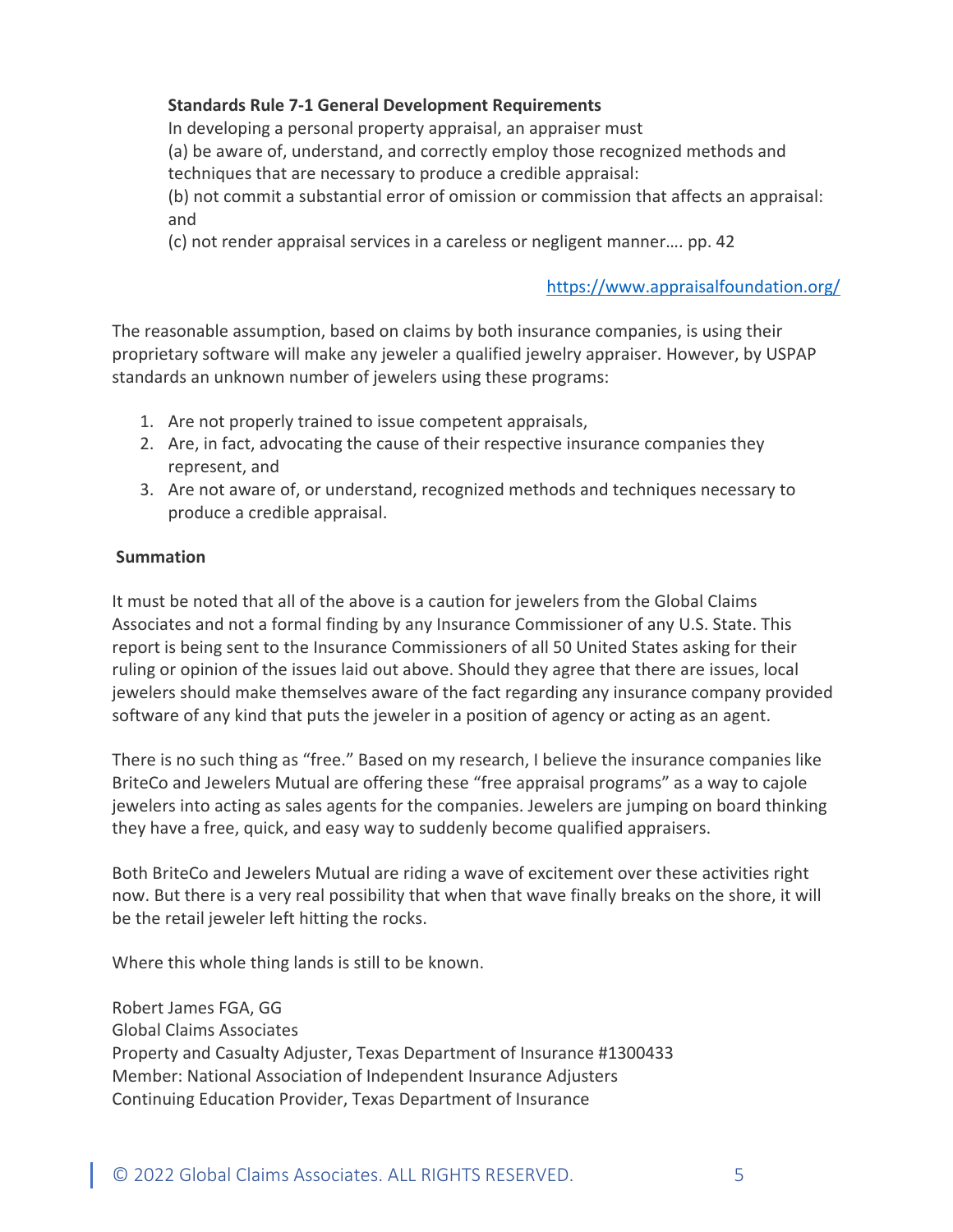**Standards Rule 7-1 General Development Requirements**

In developing a personal property appraisal, an appraiser must

(a) be aware of, understand, and correctly employ those recognized methods and techniques that are necessary to produce a credible appraisal:

(b) not commit a substantial error of omission or commission that affects an appraisal: and

(c) not render appraisal services in a careless or negligent manner…. pp. 42

https://www.appraisalfoundation.org/

The reasonable assumption, based on claims by both insurance companies, is using their proprietary software will make any jeweler a qualified jewelry appraiser. However, by USPAP standards an unknown number of jewelers using these programs:

1. Are not properly trained to issue competent appraisals,
2. Are, in fact, advocating the cause of their respective insurance companies they represent, and
3. Are not aware of, or understand, recognized methods and techniques necessary to produce a credible appraisal.

**Summation**

It must be noted that all of the above is a caution for jewelers from the Global Claims Associates and not a formal finding by any Insurance Commissioner of any U.S. State. This report is being sent to the Insurance Commissioners of all 50 United States asking for their ruling or opinion of the issues laid out above. Should they agree that there are issues, local jewelers should make themselves aware of the fact regarding any insurance company provided software of any kind that puts the jeweler in a position of agency or acting as an agent.

There is no such thing as "free." Based on my research, I believe the insurance companies like BriteCo and Jewelers Mutual are offering these "free appraisal programs" as a way to cajole jewelers into acting as sales agents for the companies. Jewelers are jumping on board thinking they have a free, quick, and easy way to suddenly become qualified appraisers.

Both BriteCo and Jewelers Mutual are riding a wave of excitement over these activities right now. But there is a very real possibility that when that wave finally breaks on the shore, it will be the retail jeweler left hitting the rocks.

Where this whole thing lands is still to be known.

Robert James FGA, GG
Global Claims Associates
Property and Casualty Adjuster, Texas Department of Insurance #1300433
Member: National Association of Independent Insurance Adjusters
Continuing Education Provider, Texas Department of Insurance

© 2022 Global Claims Associates. ALL RIGHTS RESERVED.